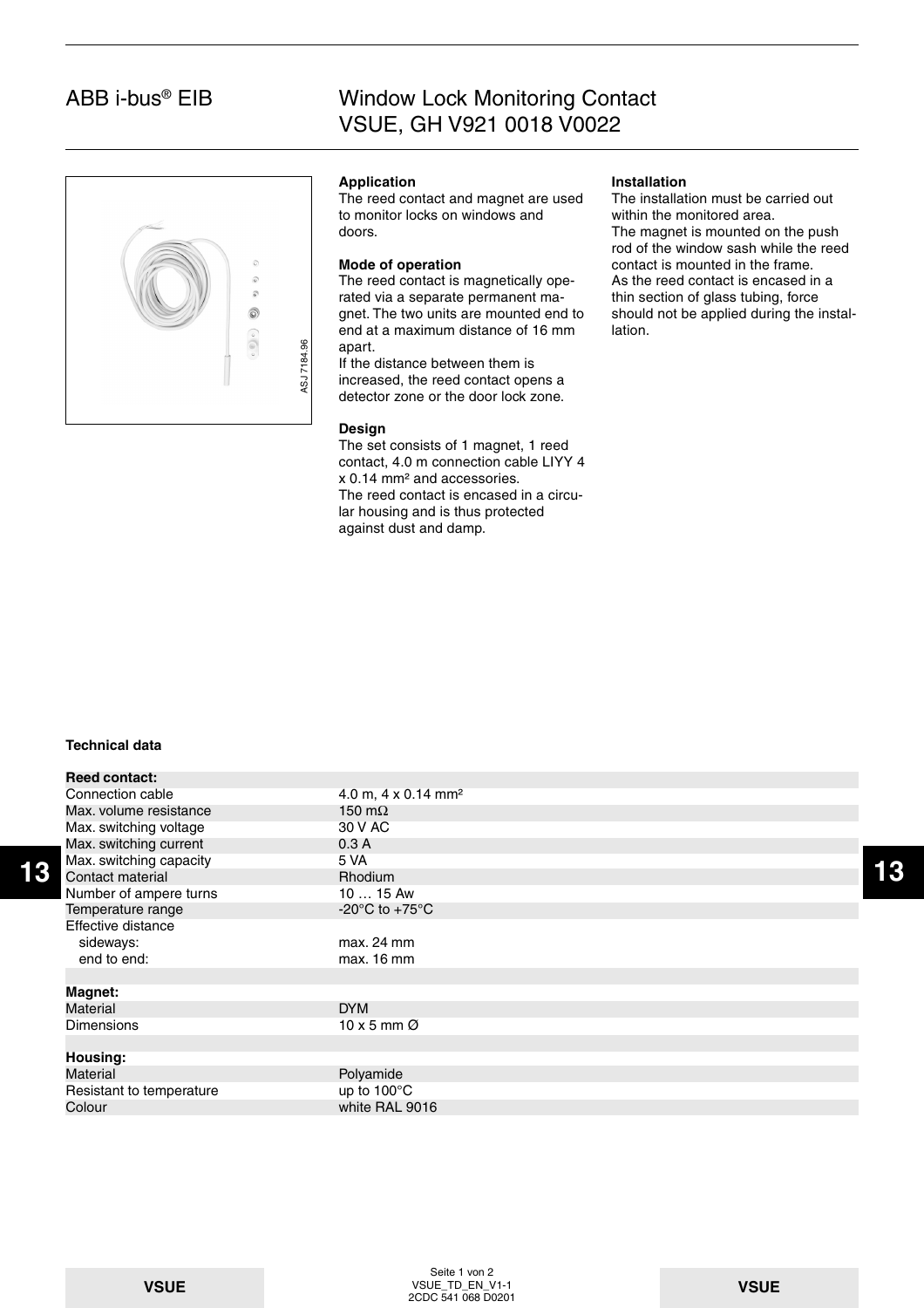ABB i-bus® EIB

# Window Lock Monitoring Contact VSUE, GH V921 0018 V0022

**Application**
The reed contact and magnet are used to monitor locks on windows and doors.

**Mode of operation**
The reed contact is magnetically operated via a separate permanent magnet. The two units are mounted end to end at a maximum distance of 16 mm apart.
If the distance between them is increased, the reed contact opens a detector zone or the door lock zone.

**Design**
The set consists of 1 magnet, 1 reed contact, 4.0 m connection cable LIYY 4 x 0.14 mm² and accessories.
The reed contact is encased in a circular housing and is thus protected against dust and damp.

**Installation**
The installation must be carried out within the monitored area.
The magnet is mounted on the push rod of the window sash while the reed contact is mounted in the frame.
As the reed contact is encased in a thin section of glass tubing, force should not be applied during the installation.

**Technical data**

| | |
|---|---|
| **Reed contact:** | |
| Connection cable | 4.0 m, 4 x 0.14 mm² |
| Max. volume resistance | 150 mΩ |
| Max. switching voltage | 30 V AC |
| Max. switching current | 0.3 A |
| Max. switching capacity | 5 VA |
| Contact material | Rhodium |
| Number of ampere turns | 10 … 15 Aw |
| Temperature range | -20°C to +75°C |
| Effective distance | |
| sideways: | max. 24 mm |
| end to end: | max. 16 mm |
| | |
| **Magnet:** | |
| Material | DYM |
| Dimensions | 10 x 5 mm Ø |
| | |
| **Housing:** | |
| Material | Polyamide |
| Resistant to temperature | up to 100°C |
| Colour | white RAL 9016 |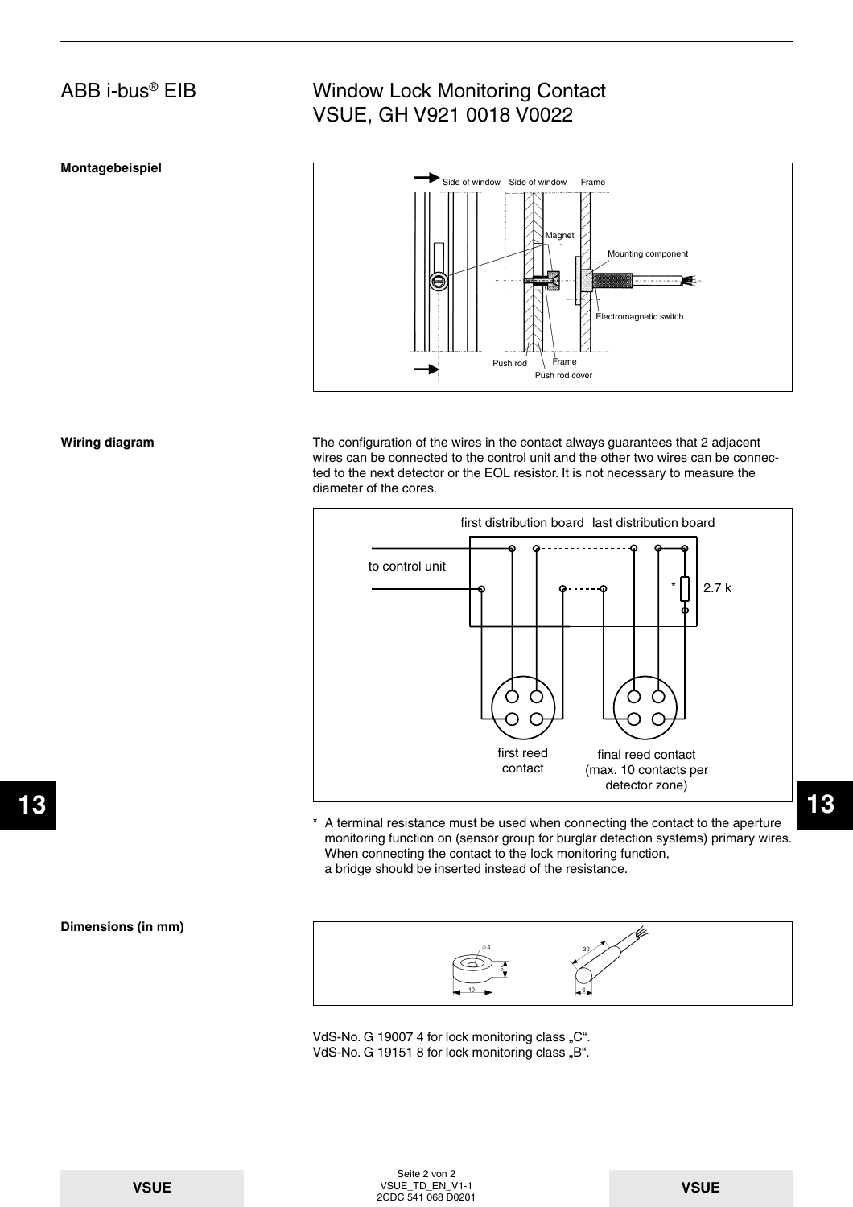## Montagebeispiel

Side of window
Side of window
Frame
Magnet
Mounting component
Electromagnetic switch
Push rod
Frame
Push rod cover

## Wiring diagram

The configuration of the wires in the contact always guarantees that 2 adjacent wires can be connected to the control unit and the other two wires can be connected to the next detector or the EOL resistor. It is not necessary to measure the diameter of the cores.

first distribution board
last distribution board
to control unit
*
2.7 k
first reed contact
final reed contact (max. 10 contacts per detector zone)

\* A terminal resistance must be used when connecting the contact to the aperture monitoring function on (sensor group for burglar detection systems) primary wires. When connecting the contact to the lock monitoring function, a bridge should be inserted instead of the resistance.

## Dimensions (in mm)

∅4
5
10
30
6

VdS-No. G 19007 4 for lock monitoring class „C“.
VdS-No. G 19151 8 for lock monitoring class „B“.